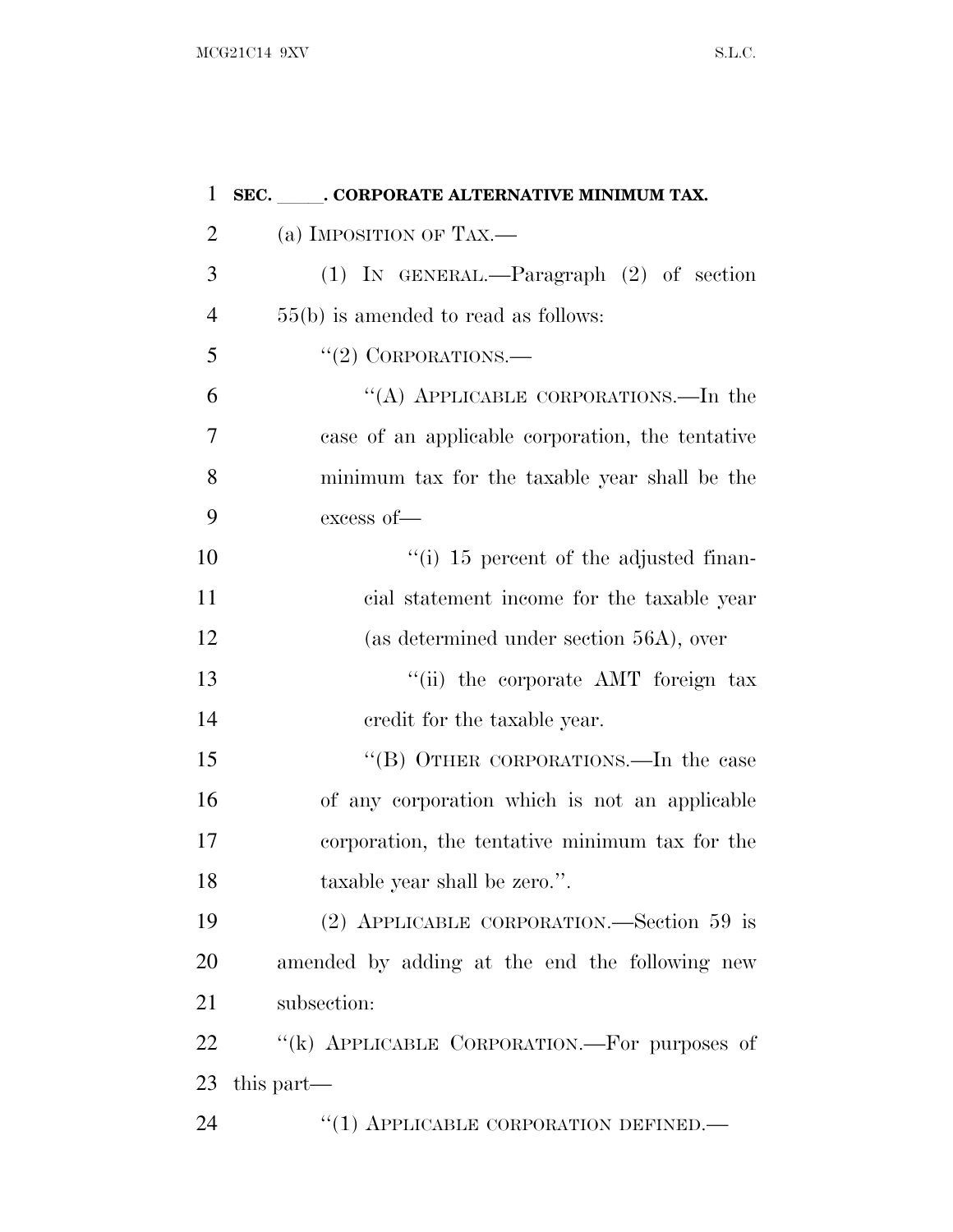**SEC. \_\_\_\_\_. CORPORATE ALTERNATIVE MINIMUM TAX.**

(a) IMPOSITION OF TAX.—

(1) IN GENERAL.—Paragraph (2) of section 55(b) is amended to read as follows:

"(2) CORPORATIONS.—

"(A) APPLICABLE CORPORATIONS.—In the case of an applicable corporation, the tentative minimum tax for the taxable year shall be the excess of—

"(i) 15 percent of the adjusted financial statement income for the taxable year (as determined under section 56A), over

"(ii) the corporate AMT foreign tax credit for the taxable year.

"(B) OTHER CORPORATIONS.—In the case of any corporation which is not an applicable corporation, the tentative minimum tax for the taxable year shall be zero.".

(2) APPLICABLE CORPORATION.—Section 59 is amended by adding at the end the following new subsection:

"(k) APPLICABLE CORPORATION.—For purposes of this part—

"(1) APPLICABLE CORPORATION DEFINED.—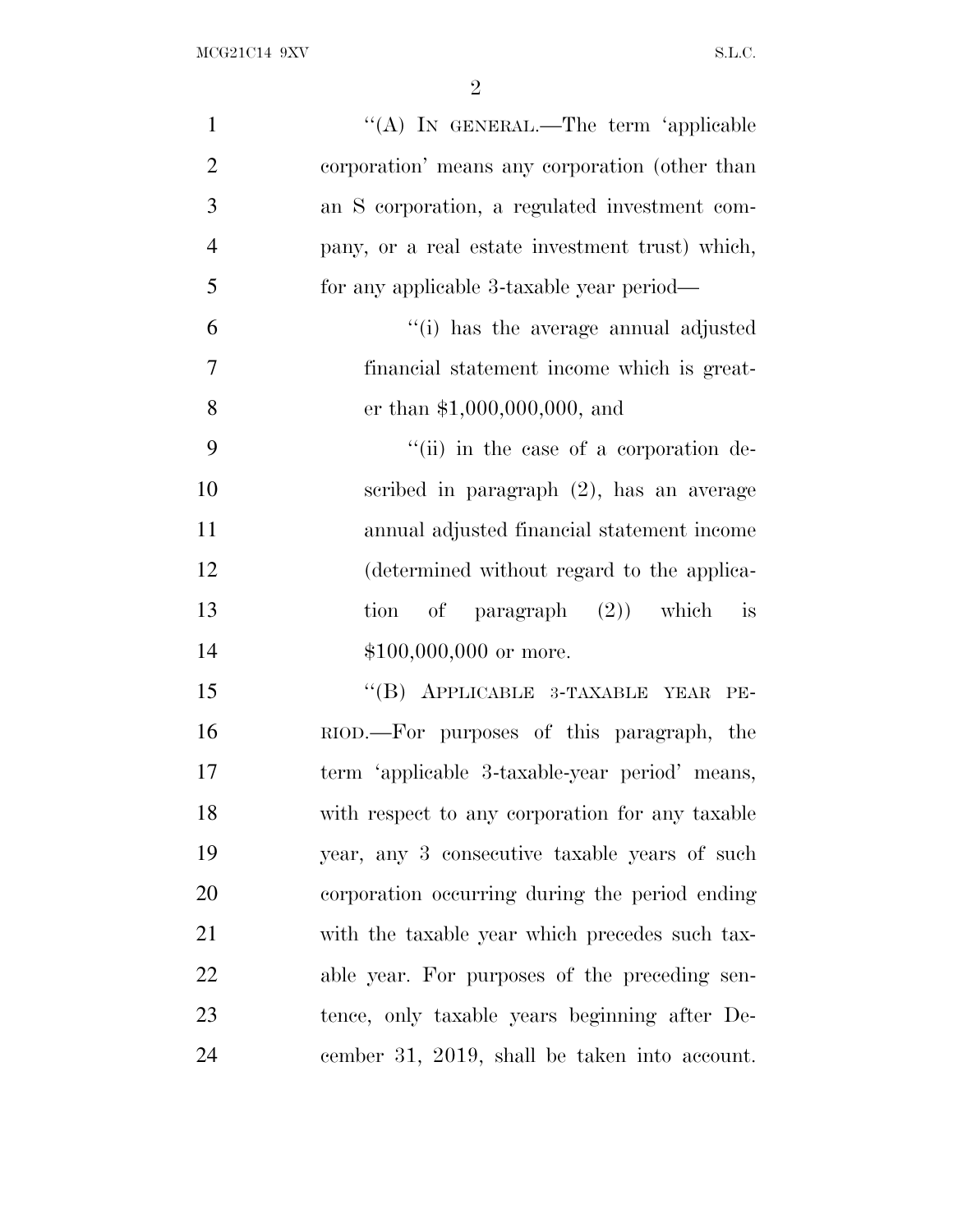"(A) IN GENERAL.—The term 'applicable corporation' means any corporation (other than an S corporation, a regulated investment company, or a real estate investment trust) which, for any applicable 3-taxable year period—

"(i) has the average annual adjusted financial statement income which is greater than $1,000,000,000, and

"(ii) in the case of a corporation described in paragraph (2), has an average annual adjusted financial statement income (determined without regard to the application of paragraph (2)) which is $100,000,000 or more.

"(B) APPLICABLE 3-TAXABLE YEAR PERIOD.—For purposes of this paragraph, the term 'applicable 3-taxable-year period' means, with respect to any corporation for any taxable year, any 3 consecutive taxable years of such corporation occurring during the period ending with the taxable year which precedes such taxable year. For purposes of the preceding sentence, only taxable years beginning after December 31, 2019, shall be taken into account.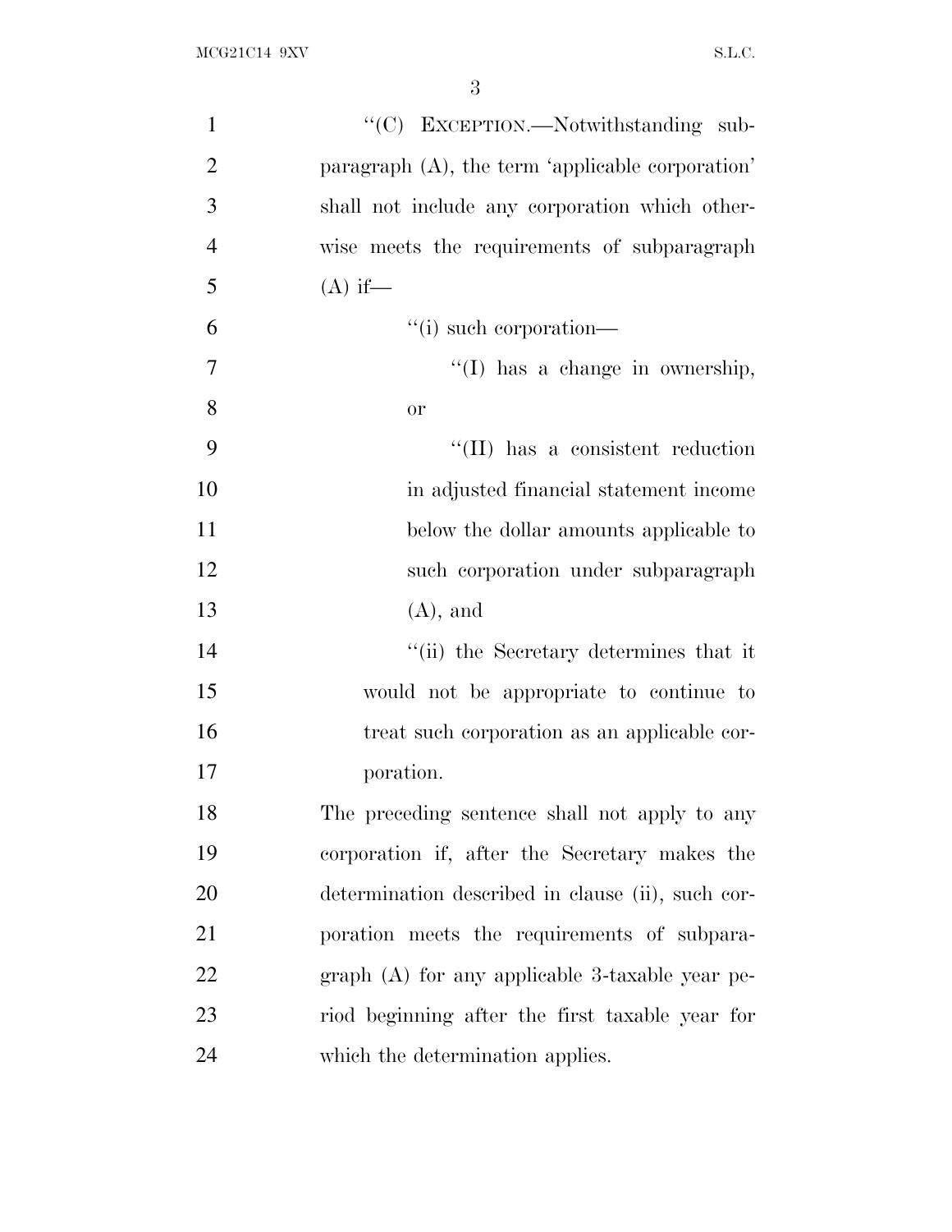"(C) EXCEPTION.—Notwithstanding subparagraph (A), the term 'applicable corporation' shall not include any corporation which otherwise meets the requirements of subparagraph (A) if—

"(i) such corporation—

"(I) has a change in ownership, or

"(II) has a consistent reduction in adjusted financial statement income below the dollar amounts applicable to such corporation under subparagraph (A), and

"(ii) the Secretary determines that it would not be appropriate to continue to treat such corporation as an applicable corporation.

The preceding sentence shall not apply to any corporation if, after the Secretary makes the determination described in clause (ii), such corporation meets the requirements of subparagraph (A) for any applicable 3-taxable year period beginning after the first taxable year for which the determination applies.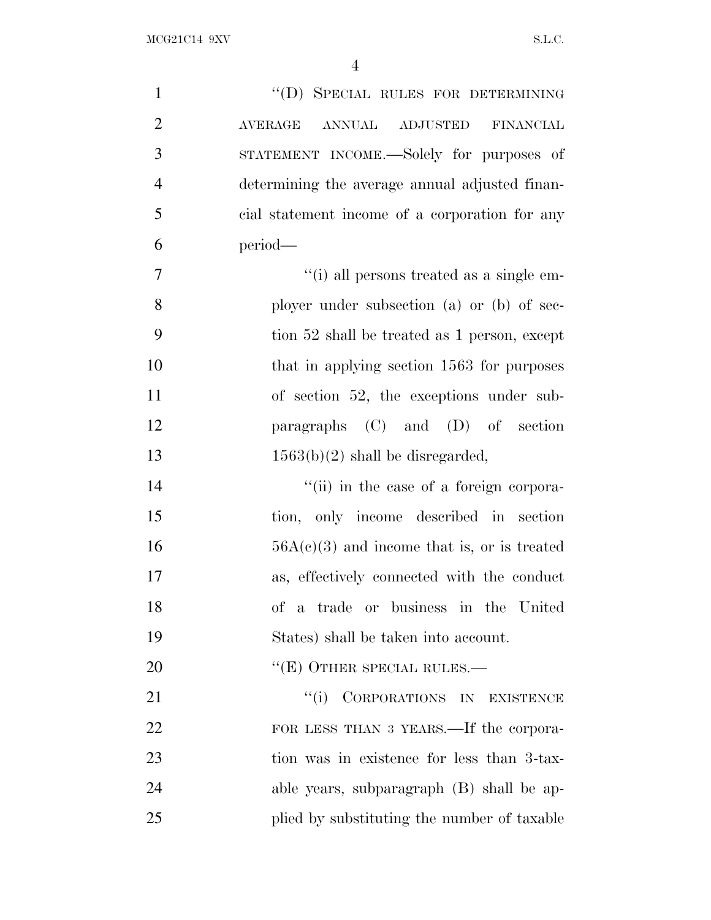"(D) SPECIAL RULES FOR DETERMINING AVERAGE ANNUAL ADJUSTED FINANCIAL STATEMENT INCOME.—Solely for purposes of determining the average annual adjusted financial statement income of a corporation for any period—

"(i) all persons treated as a single employer under subsection (a) or (b) of section 52 shall be treated as 1 person, except that in applying section 1563 for purposes of section 52, the exceptions under subparagraphs (C) and (D) of section 1563(b)(2) shall be disregarded,

"(ii) in the case of a foreign corporation, only income described in section 56A(c)(3) and income that is, or is treated as, effectively connected with the conduct of a trade or business in the United States) shall be taken into account.

"(E) OTHER SPECIAL RULES.—

"(i) CORPORATIONS IN EXISTENCE FOR LESS THAN 3 YEARS.—If the corporation was in existence for less than 3-taxable years, subparagraph (B) shall be applied by substituting the number of taxable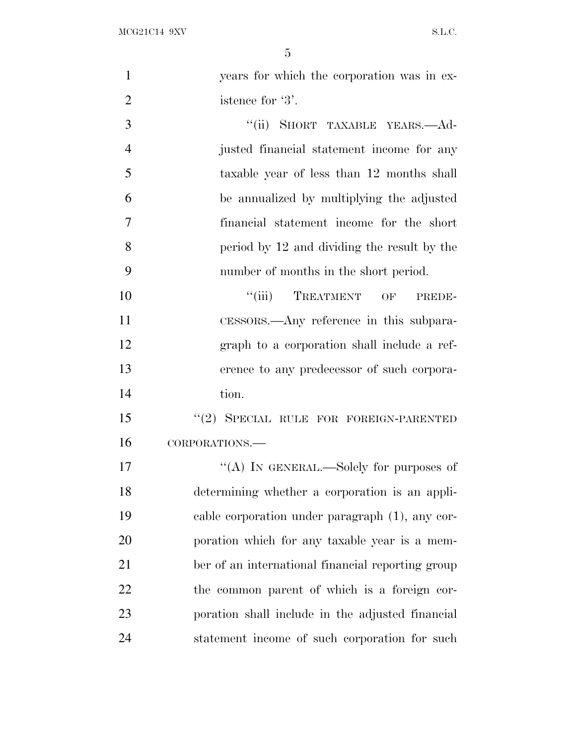years for which the corporation was in existence for '3'.

"(ii) SHORT TAXABLE YEARS.—Adjusted financial statement income for any taxable year of less than 12 months shall be annualized by multiplying the adjusted financial statement income for the short period by 12 and dividing the result by the number of months in the short period.

"(iii) TREATMENT OF PREDECESSORS.—Any reference in this subparagraph to a corporation shall include a reference to any predecessor of such corporation.

"(2) SPECIAL RULE FOR FOREIGN-PARENTED CORPORATIONS.—

"(A) IN GENERAL.—Solely for purposes of determining whether a corporation is an applicable corporation under paragraph (1), any corporation which for any taxable year is a member of an international financial reporting group the common parent of which is a foreign corporation shall include in the adjusted financial statement income of such corporation for such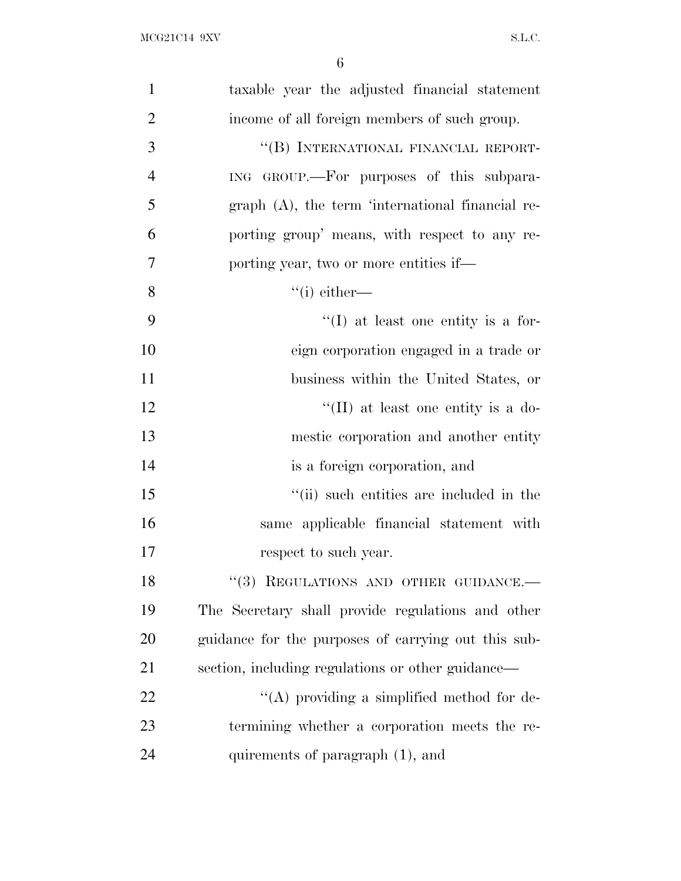taxable year the adjusted financial statement income of all foreign members of such group.

"(B) INTERNATIONAL FINANCIAL REPORTING GROUP.—For purposes of this subparagraph (A), the term 'international financial reporting group' means, with respect to any reporting year, two or more entities if—

"(i) either—

"(I) at least one entity is a foreign corporation engaged in a trade or business within the United States, or

"(II) at least one entity is a domestic corporation and another entity is a foreign corporation, and

"(ii) such entities are included in the same applicable financial statement with respect to such year.

"(3) REGULATIONS AND OTHER GUIDANCE.—The Secretary shall provide regulations and other guidance for the purposes of carrying out this subsection, including regulations or other guidance—

"(A) providing a simplified method for determining whether a corporation meets the requirements of paragraph (1), and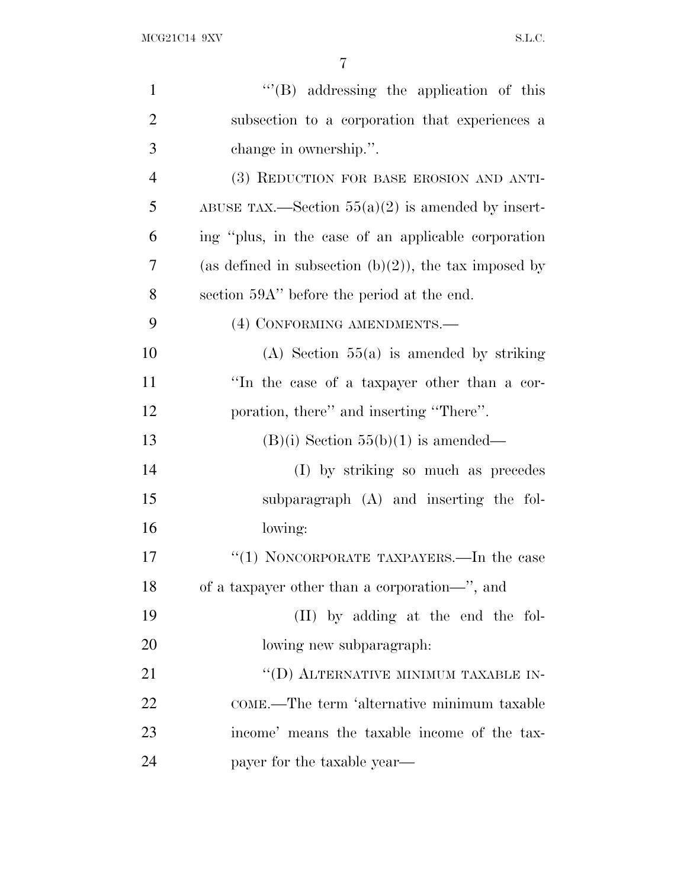''(B) addressing the application of this subsection to a corporation that experiences a change in ownership.''.

(3) REDUCTION FOR BASE EROSION AND ANTI-ABUSE TAX.—Section 55(a)(2) is amended by inserting ''plus, in the case of an applicable corporation (as defined in subsection (b)(2)), the tax imposed by section 59A'' before the period at the end.

(4) CONFORMING AMENDMENTS.—

(A) Section 55(a) is amended by striking ''In the case of a taxpayer other than a corporation, there'' and inserting ''There''.

(B)(i) Section 55(b)(1) is amended—

(I) by striking so much as precedes subparagraph (A) and inserting the following:

''(1) NONCORPORATE TAXPAYERS.—In the case of a taxpayer other than a corporation—'', and

(II) by adding at the end the following new subparagraph:

''(D) ALTERNATIVE MINIMUM TAXABLE INCOME.—The term 'alternative minimum taxable income' means the taxable income of the taxpayer for the taxable year—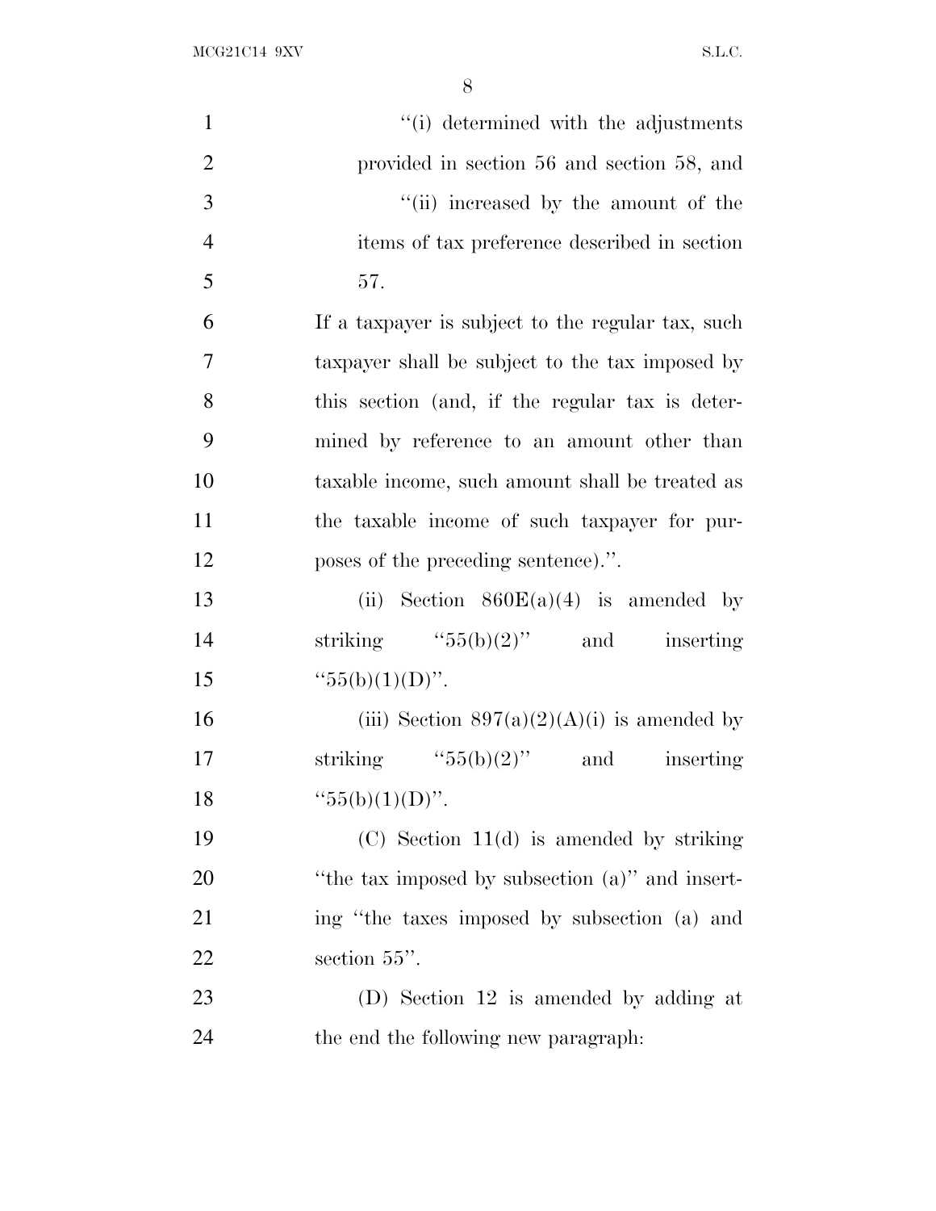''(i) determined with the adjustments provided in section 56 and section 58, and

''(ii) increased by the amount of the items of tax preference described in section 57.

If a taxpayer is subject to the regular tax, such taxpayer shall be subject to the tax imposed by this section (and, if the regular tax is determined by reference to an amount other than taxable income, such amount shall be treated as the taxable income of such taxpayer for purposes of the preceding sentence).''.

(ii) Section 860E(a)(4) is amended by striking ''55(b)(2)'' and inserting ''55(b)(1)(D)''.

(iii) Section 897(a)(2)(A)(i) is amended by striking ''55(b)(2)'' and inserting ''55(b)(1)(D)''.

(C) Section 11(d) is amended by striking ''the tax imposed by subsection (a)'' and inserting ''the taxes imposed by subsection (a) and section 55''.

(D) Section 12 is amended by adding at the end the following new paragraph: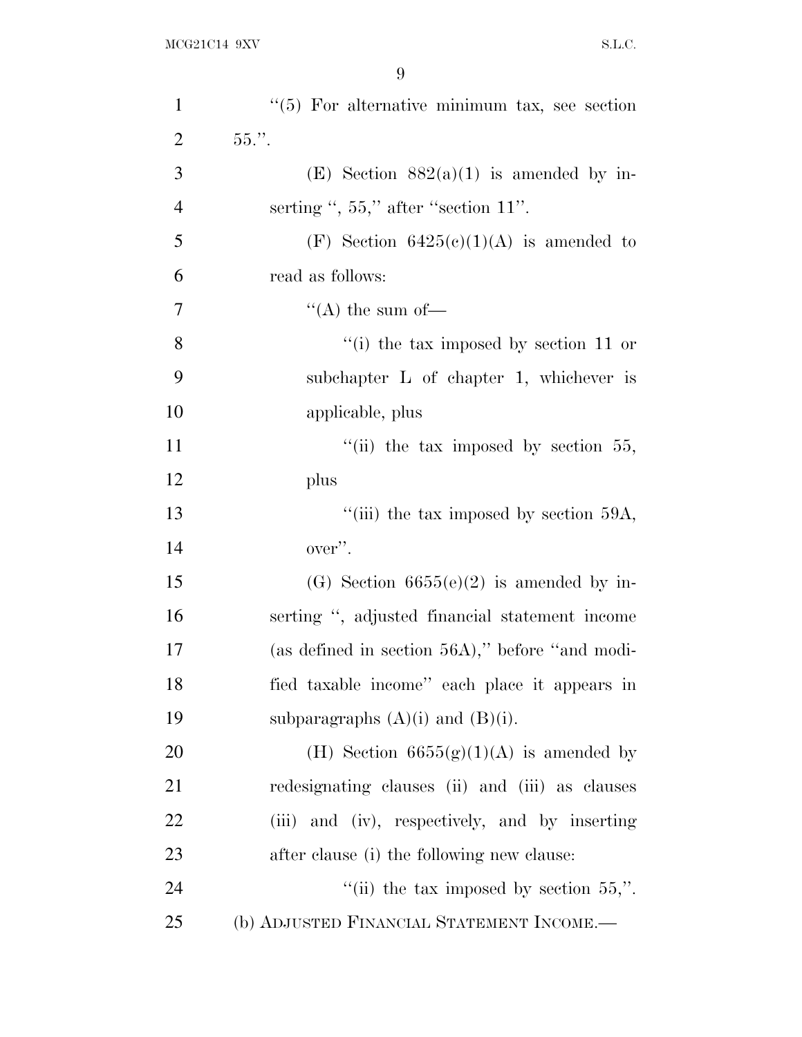"(5) For alternative minimum tax, see section 55.".

(E) Section 882(a)(1) is amended by inserting ", 55," after "section 11".

(F) Section 6425(c)(1)(A) is amended to read as follows:

"(A) the sum of—

"(i) the tax imposed by section 11 or subchapter L of chapter 1, whichever is applicable, plus

"(ii) the tax imposed by section 55, plus

"(iii) the tax imposed by section 59A, over".

(G) Section 6655(e)(2) is amended by inserting ", adjusted financial statement income (as defined in section 56A)," before "and modified taxable income" each place it appears in subparagraphs (A)(i) and (B)(i).

(H) Section 6655(g)(1)(A) is amended by redesignating clauses (ii) and (iii) as clauses (iii) and (iv), respectively, and by inserting after clause (i) the following new clause:

"(ii) the tax imposed by section 55,".

(b) ADJUSTED FINANCIAL STATEMENT INCOME.—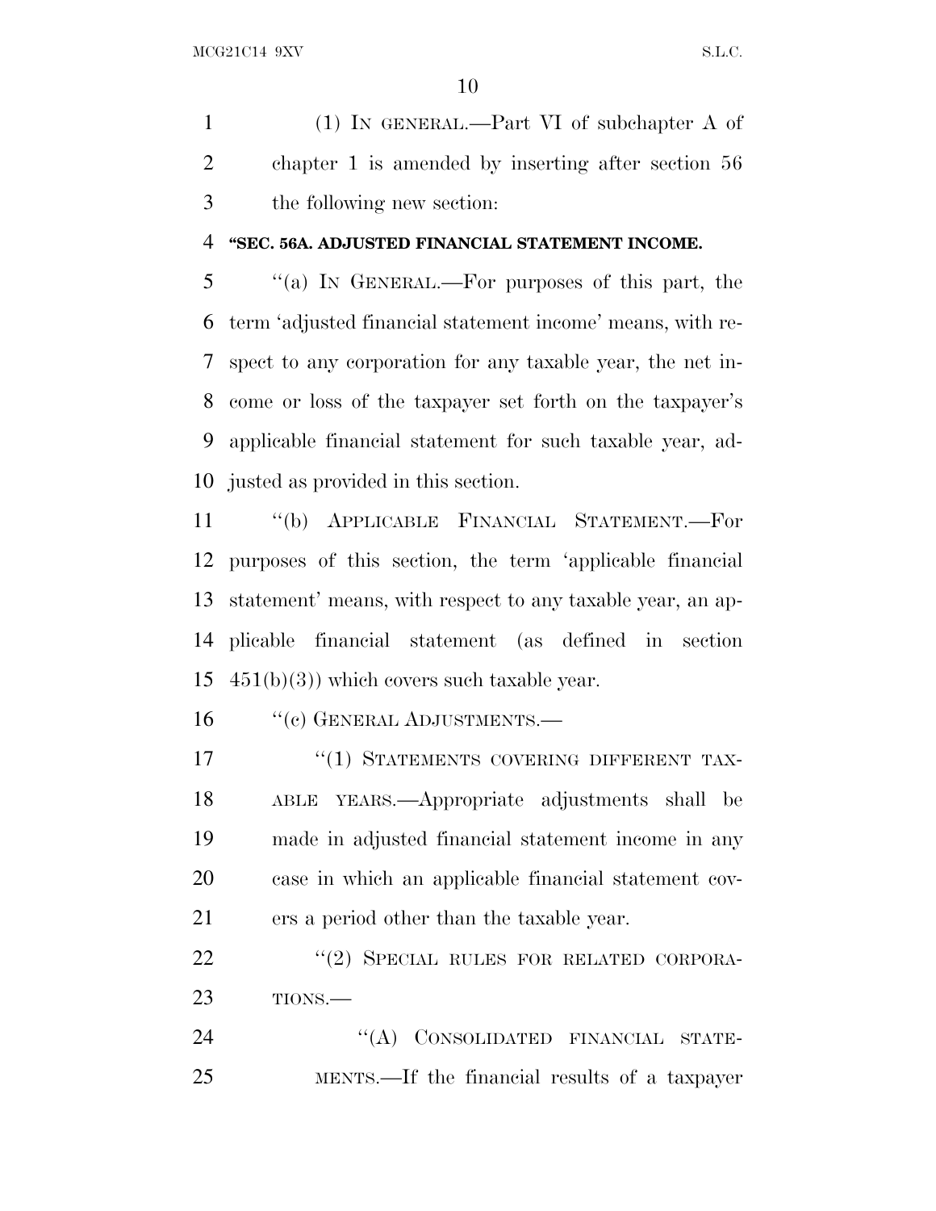(1) IN GENERAL.—Part VI of subchapter A of chapter 1 is amended by inserting after section 56 the following new section:

**"SEC. 56A. ADJUSTED FINANCIAL STATEMENT INCOME.**

"(a) IN GENERAL.—For purposes of this part, the term 'adjusted financial statement income' means, with respect to any corporation for any taxable year, the net income or loss of the taxpayer set forth on the taxpayer's applicable financial statement for such taxable year, adjusted as provided in this section.

"(b) APPLICABLE FINANCIAL STATEMENT.—For purposes of this section, the term 'applicable financial statement' means, with respect to any taxable year, an applicable financial statement (as defined in section 451(b)(3)) which covers such taxable year.

"(c) GENERAL ADJUSTMENTS.—

"(1) STATEMENTS COVERING DIFFERENT TAXABLE YEARS.—Appropriate adjustments shall be made in adjusted financial statement income in any case in which an applicable financial statement covers a period other than the taxable year.

"(2) SPECIAL RULES FOR RELATED CORPORATIONS.—

"(A) CONSOLIDATED FINANCIAL STATEMENTS.—If the financial results of a taxpayer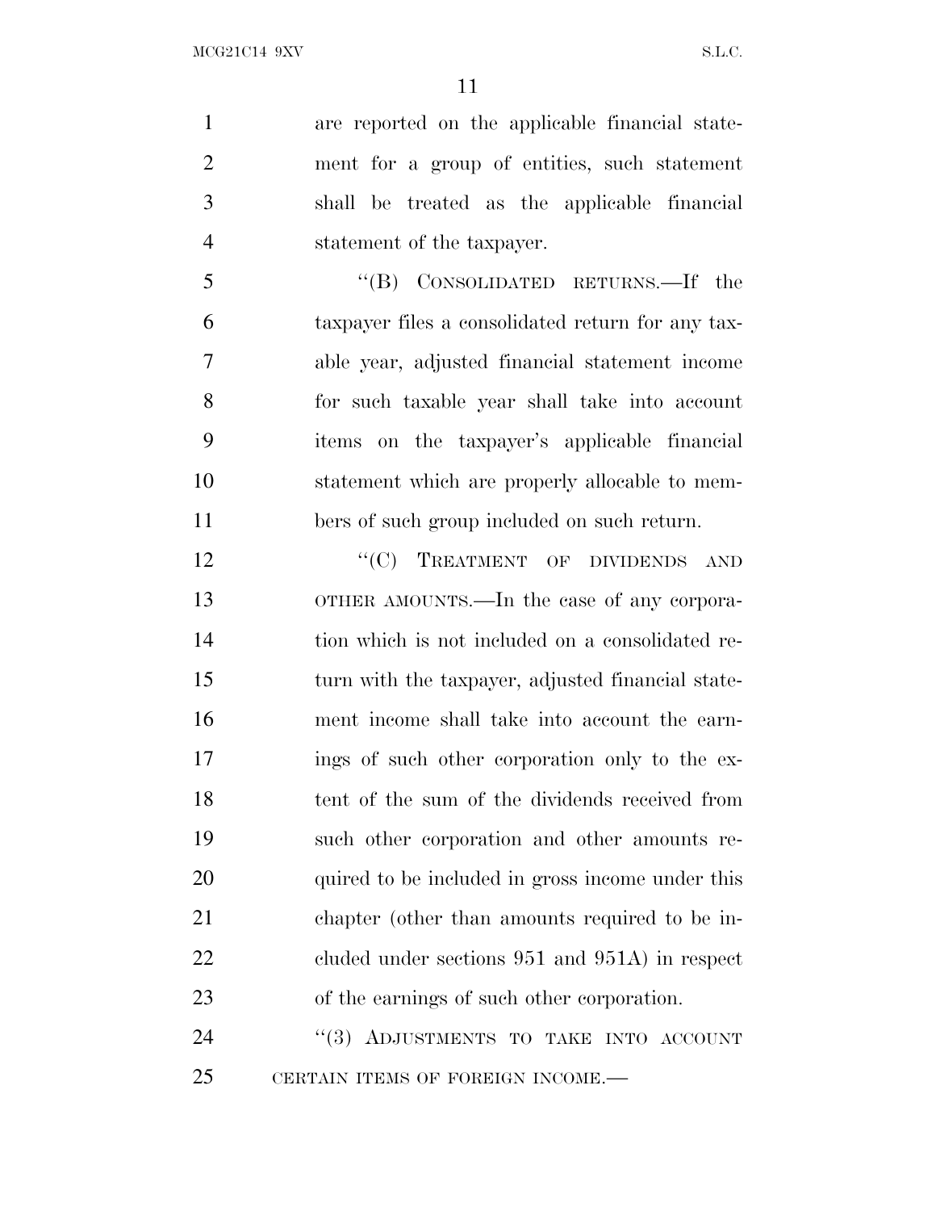are reported on the applicable financial statement for a group of entities, such statement shall be treated as the applicable financial statement of the taxpayer.

"(B) CONSOLIDATED RETURNS.—If the taxpayer files a consolidated return for any taxable year, adjusted financial statement income for such taxable year shall take into account items on the taxpayer's applicable financial statement which are properly allocable to members of such group included on such return.

"(C) TREATMENT OF DIVIDENDS AND OTHER AMOUNTS.—In the case of any corporation which is not included on a consolidated return with the taxpayer, adjusted financial statement income shall take into account the earnings of such other corporation only to the extent of the sum of the dividends received from such other corporation and other amounts required to be included in gross income under this chapter (other than amounts required to be included under sections 951 and 951A) in respect of the earnings of such other corporation.

"(3) ADJUSTMENTS TO TAKE INTO ACCOUNT CERTAIN ITEMS OF FOREIGN INCOME.—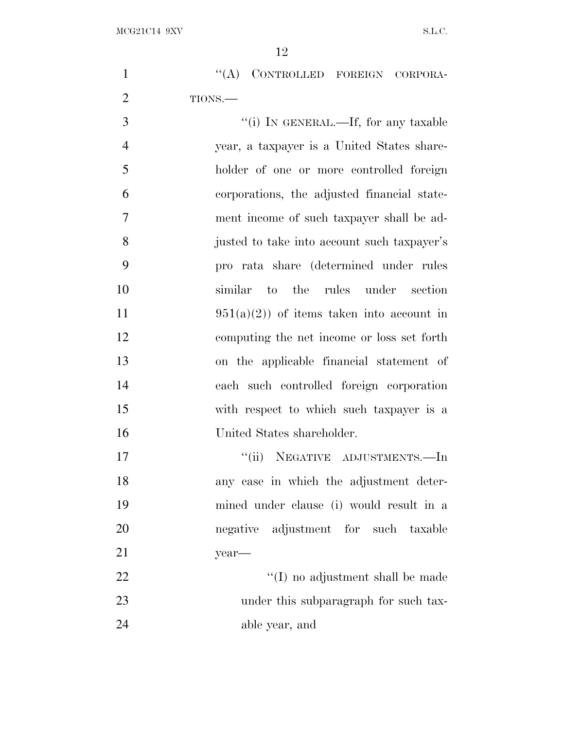''(A) CONTROLLED FOREIGN CORPORATIONS.—

''(i) IN GENERAL.—If, for any taxable year, a taxpayer is a United States shareholder of one or more controlled foreign corporations, the adjusted financial statement income of such taxpayer shall be adjusted to take into account such taxpayer's pro rata share (determined under rules similar to the rules under section 951(a)(2)) of items taken into account in computing the net income or loss set forth on the applicable financial statement of each such controlled foreign corporation with respect to which such taxpayer is a United States shareholder.

''(ii) NEGATIVE ADJUSTMENTS.—In any case in which the adjustment determined under clause (i) would result in a negative adjustment for such taxable year—

''(I) no adjustment shall be made under this subparagraph for such taxable year, and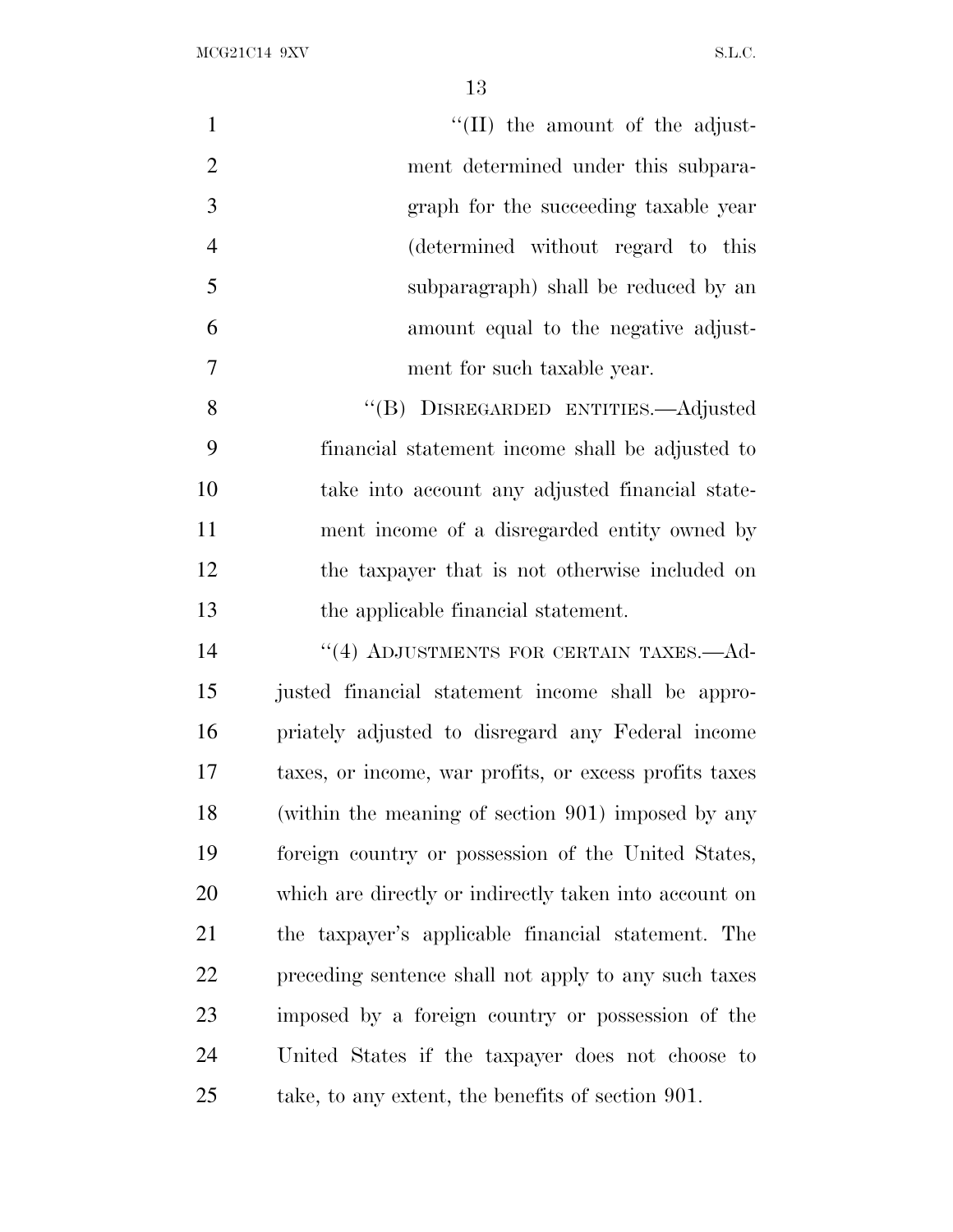"(II) the amount of the adjustment determined under this subparagraph for the succeeding taxable year (determined without regard to this subparagraph) shall be reduced by an amount equal to the negative adjustment for such taxable year.

"(B) DISREGARDED ENTITIES.—Adjusted financial statement income shall be adjusted to take into account any adjusted financial statement income of a disregarded entity owned by the taxpayer that is not otherwise included on the applicable financial statement.

"(4) ADJUSTMENTS FOR CERTAIN TAXES.—Adjusted financial statement income shall be appropriately adjusted to disregard any Federal income taxes, or income, war profits, or excess profits taxes (within the meaning of section 901) imposed by any foreign country or possession of the United States, which are directly or indirectly taken into account on the taxpayer's applicable financial statement. The preceding sentence shall not apply to any such taxes imposed by a foreign country or possession of the United States if the taxpayer does not choose to take, to any extent, the benefits of section 901.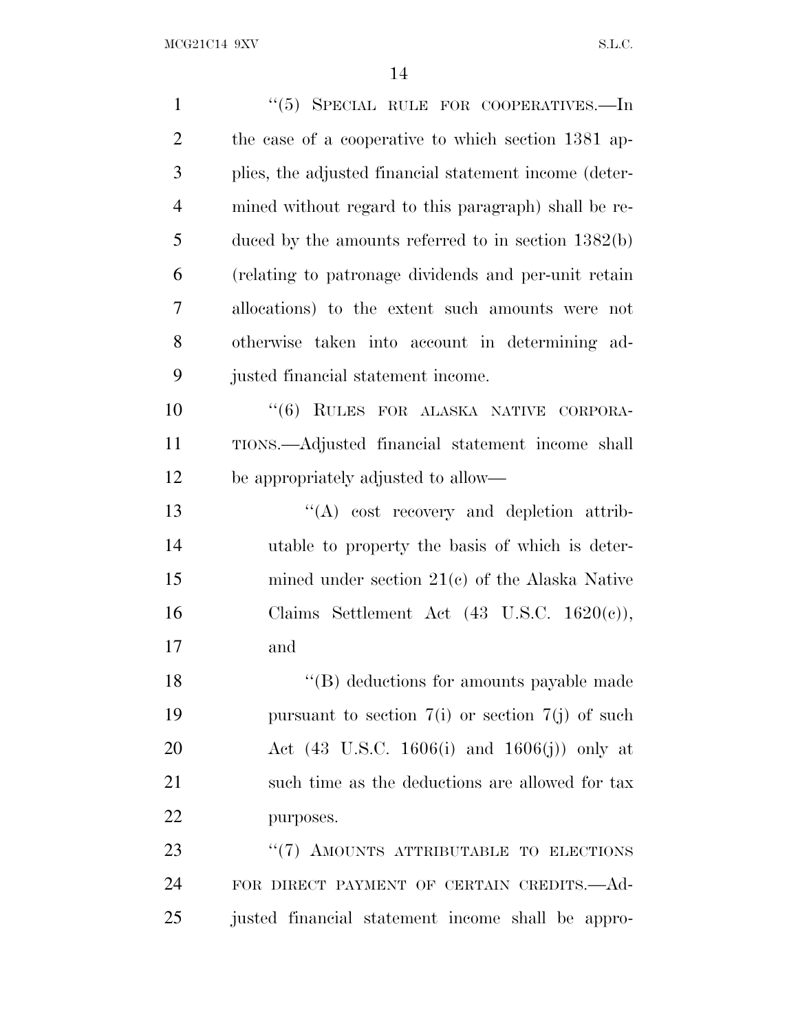"(5) SPECIAL RULE FOR COOPERATIVES.—In the case of a cooperative to which section 1381 applies, the adjusted financial statement income (determined without regard to this paragraph) shall be reduced by the amounts referred to in section 1382(b) (relating to patronage dividends and per-unit retain allocations) to the extent such amounts were not otherwise taken into account in determining adjusted financial statement income.

"(6) RULES FOR ALASKA NATIVE CORPORATIONS.—Adjusted financial statement income shall be appropriately adjusted to allow—

"(A) cost recovery and depletion attributable to property the basis of which is determined under section 21(c) of the Alaska Native Claims Settlement Act (43 U.S.C. 1620(c)), and

"(B) deductions for amounts payable made pursuant to section 7(i) or section 7(j) of such Act (43 U.S.C. 1606(i) and 1606(j)) only at such time as the deductions are allowed for tax purposes.

"(7) AMOUNTS ATTRIBUTABLE TO ELECTIONS FOR DIRECT PAYMENT OF CERTAIN CREDITS.—Adjusted financial statement income shall be appro-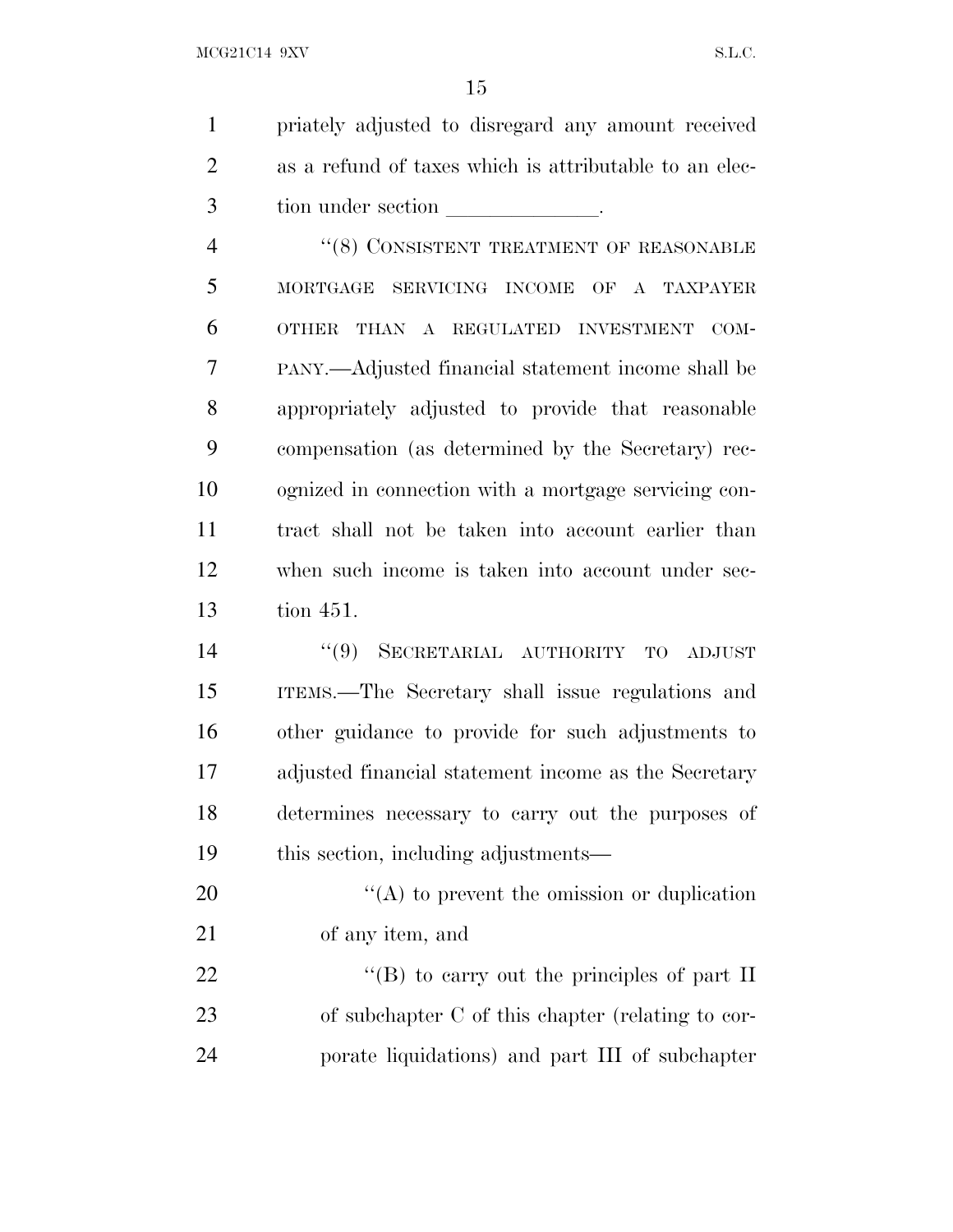priately adjusted to disregard any amount received as a refund of taxes which is attributable to an election under section ______________.

"(8) CONSISTENT TREATMENT OF REASONABLE MORTGAGE SERVICING INCOME OF A TAXPAYER OTHER THAN A REGULATED INVESTMENT COMPANY.—Adjusted financial statement income shall be appropriately adjusted to provide that reasonable compensation (as determined by the Secretary) recognized in connection with a mortgage servicing contract shall not be taken into account earlier than when such income is taken into account under section 451.

"(9) SECRETARIAL AUTHORITY TO ADJUST ITEMS.—The Secretary shall issue regulations and other guidance to provide for such adjustments to adjusted financial statement income as the Secretary determines necessary to carry out the purposes of this section, including adjustments—

"(A) to prevent the omission or duplication of any item, and

"(B) to carry out the principles of part II of subchapter C of this chapter (relating to corporate liquidations) and part III of subchapter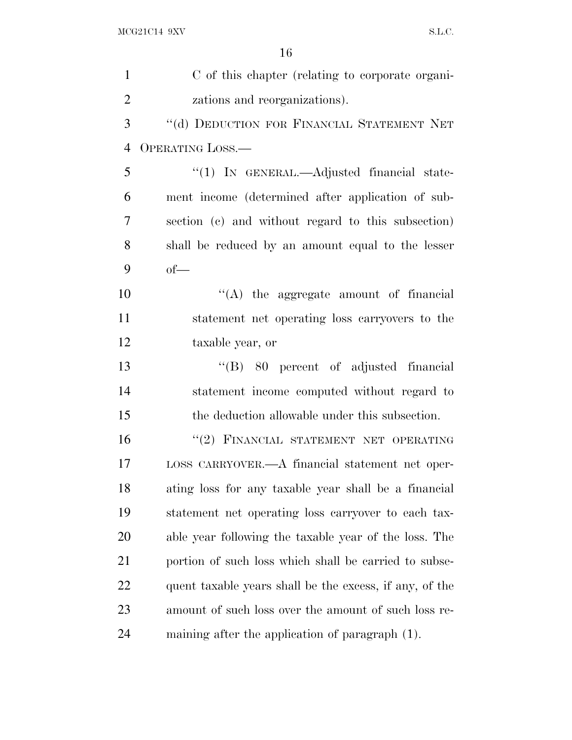C of this chapter (relating to corporate organizations and reorganizations).

"(d) DEDUCTION FOR FINANCIAL STATEMENT NET OPERATING LOSS.—

"(1) IN GENERAL.—Adjusted financial statement income (determined after application of subsection (c) and without regard to this subsection) shall be reduced by an amount equal to the lesser of—

"(A) the aggregate amount of financial statement net operating loss carryovers to the taxable year, or

"(B) 80 percent of adjusted financial statement income computed without regard to the deduction allowable under this subsection.

"(2) FINANCIAL STATEMENT NET OPERATING LOSS CARRYOVER.—A financial statement net operating loss for any taxable year shall be a financial statement net operating loss carryover to each taxable year following the taxable year of the loss. The portion of such loss which shall be carried to subsequent taxable years shall be the excess, if any, of the amount of such loss over the amount of such loss remaining after the application of paragraph (1).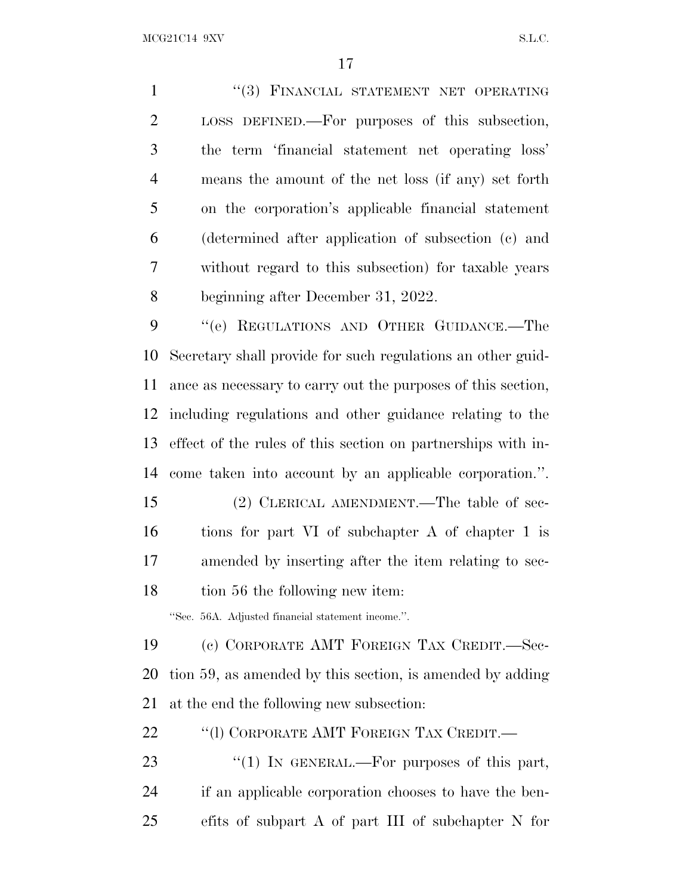"(3) FINANCIAL STATEMENT NET OPERATING LOSS DEFINED.—For purposes of this subsection, the term 'financial statement net operating loss' means the amount of the net loss (if any) set forth on the corporation's applicable financial statement (determined after application of subsection (c) and without regard to this subsection) for taxable years beginning after December 31, 2022.

"(e) REGULATIONS AND OTHER GUIDANCE.—The Secretary shall provide for such regulations an other guidance as necessary to carry out the purposes of this section, including regulations and other guidance relating to the effect of the rules of this section on partnerships with income taken into account by an applicable corporation.".

(2) CLERICAL AMENDMENT.—The table of sections for part VI of subchapter A of chapter 1 is amended by inserting after the item relating to section 56 the following new item:

"Sec. 56A. Adjusted financial statement income.".

(c) CORPORATE AMT FOREIGN TAX CREDIT.—Section 59, as amended by this section, is amended by adding at the end the following new subsection:

"(l) CORPORATE AMT FOREIGN TAX CREDIT.—

"(1) IN GENERAL.—For purposes of this part, if an applicable corporation chooses to have the benefits of subpart A of part III of subchapter N for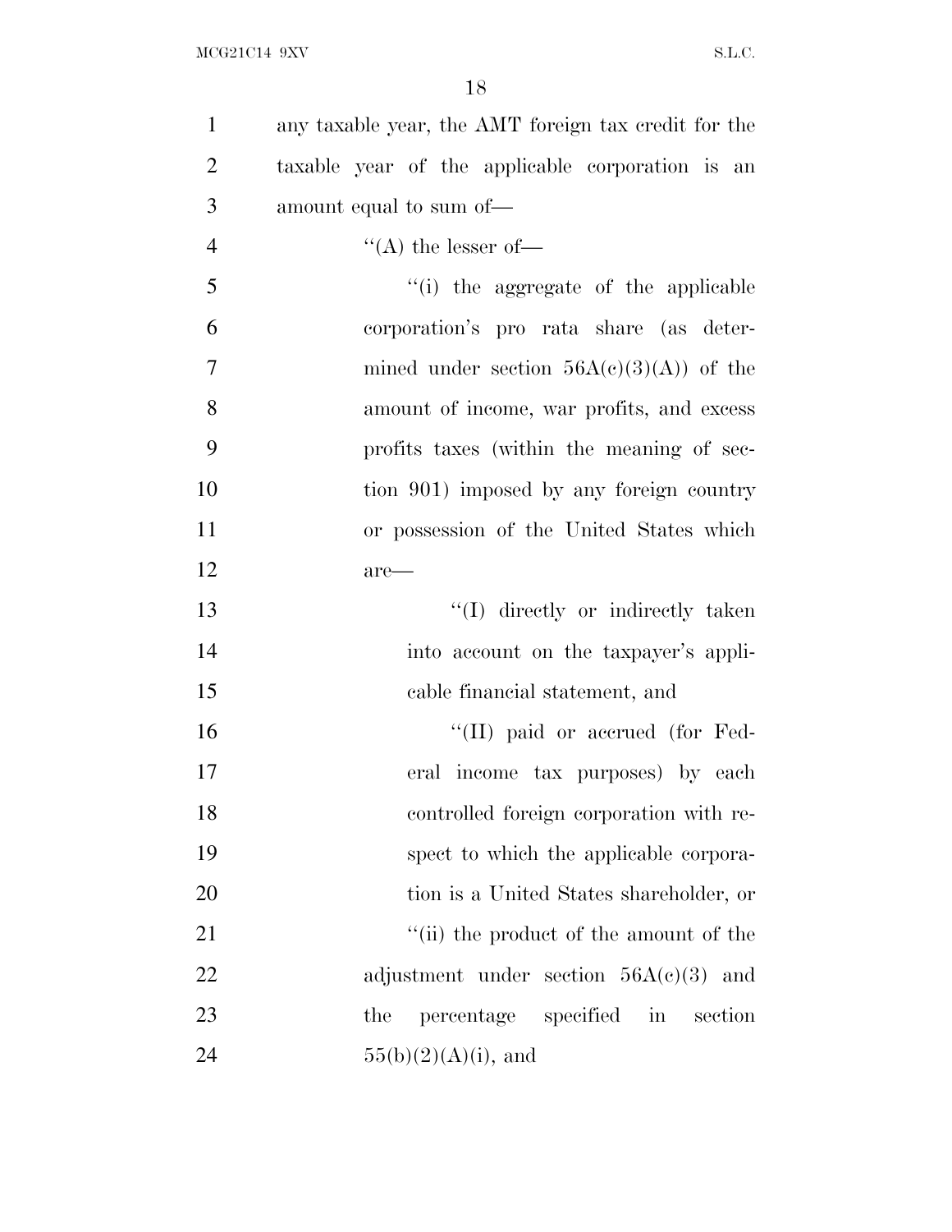any taxable year, the AMT foreign tax credit for the taxable year of the applicable corporation is an amount equal to sum of—

''(A) the lesser of—

''(i) the aggregate of the applicable corporation's pro rata share (as determined under section 56A(c)(3)(A)) of the amount of income, war profits, and excess profits taxes (within the meaning of section 901) imposed by any foreign country or possession of the United States which are—

''(I) directly or indirectly taken into account on the taxpayer's applicable financial statement, and

''(II) paid or accrued (for Federal income tax purposes) by each controlled foreign corporation with respect to which the applicable corporation is a United States shareholder, or

''(ii) the product of the amount of the adjustment under section 56A(c)(3) and the percentage specified in section 55(b)(2)(A)(i), and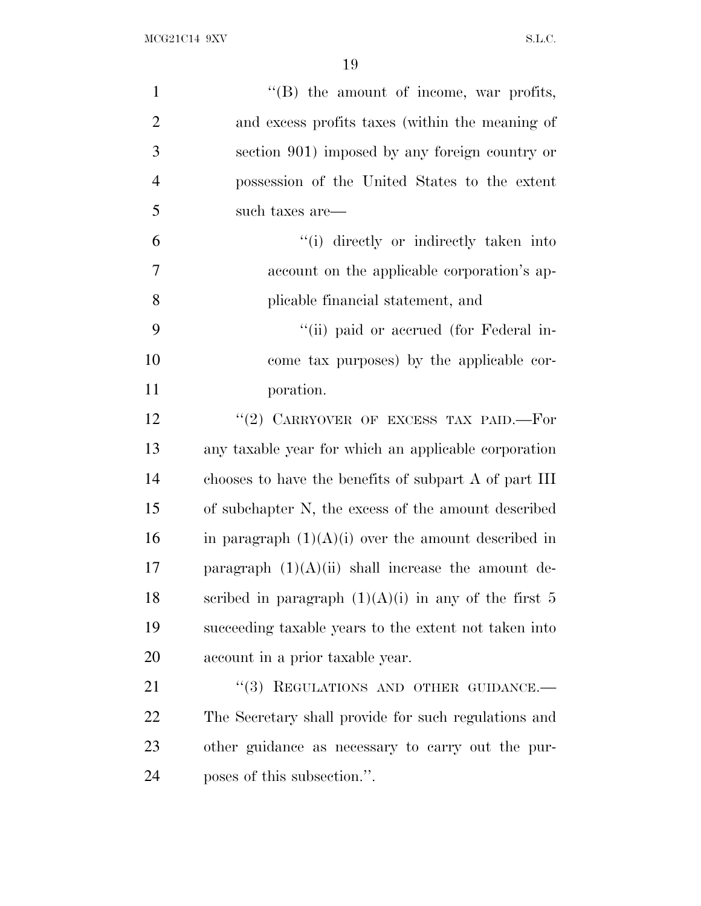''(B) the amount of income, war profits, and excess profits taxes (within the meaning of section 901) imposed by any foreign country or possession of the United States to the extent such taxes are—

''(i) directly or indirectly taken into account on the applicable corporation's applicable financial statement, and

''(ii) paid or accrued (for Federal income tax purposes) by the applicable corporation.

''(2) CARRYOVER OF EXCESS TAX PAID.—For any taxable year for which an applicable corporation chooses to have the benefits of subpart A of part III of subchapter N, the excess of the amount described in paragraph (1)(A)(i) over the amount described in paragraph (1)(A)(ii) shall increase the amount described in paragraph (1)(A)(i) in any of the first 5 succeeding taxable years to the extent not taken into account in a prior taxable year.

''(3) REGULATIONS AND OTHER GUIDANCE.—The Secretary shall provide for such regulations and other guidance as necessary to carry out the purposes of this subsection.''.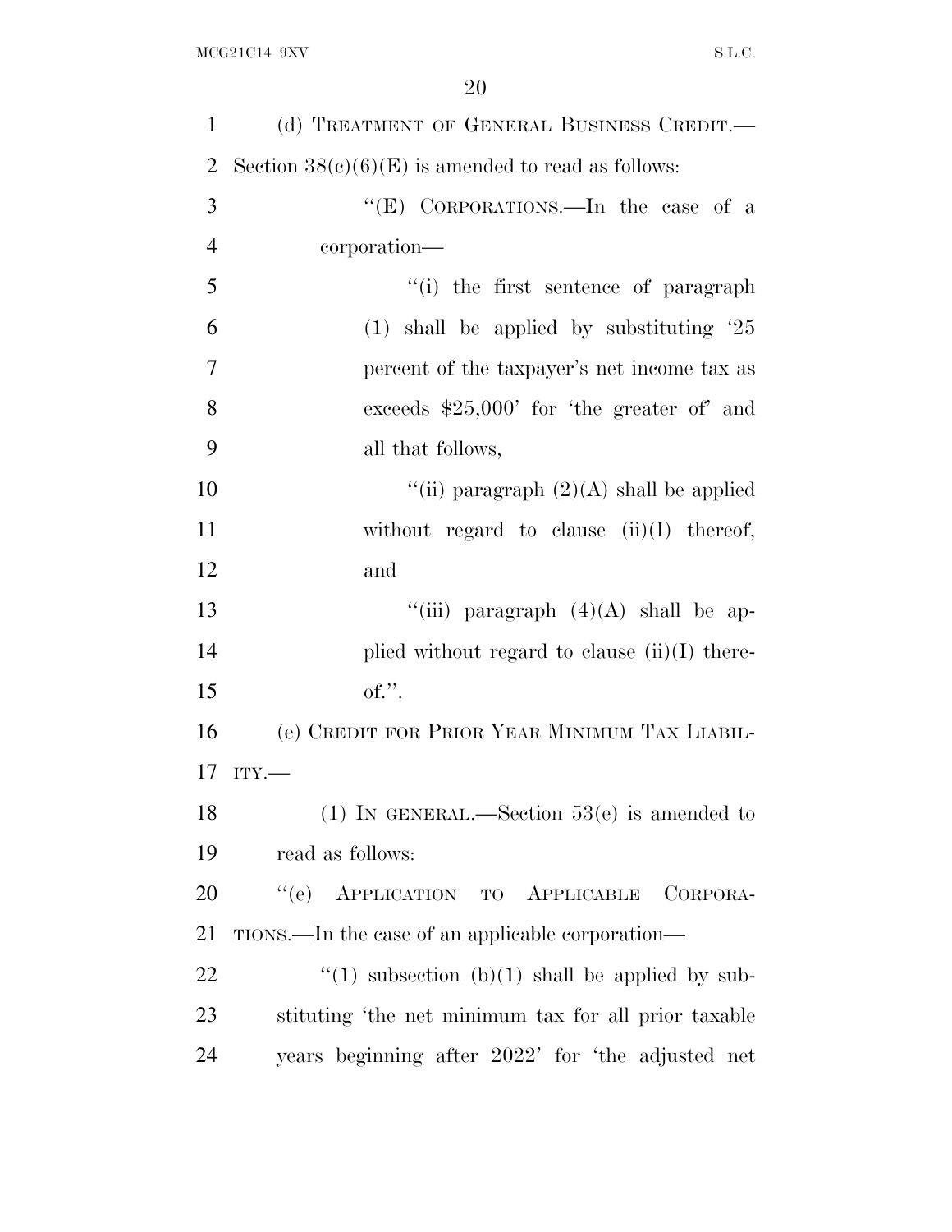(d) TREATMENT OF GENERAL BUSINESS CREDIT.—Section 38(c)(6)(E) is amended to read as follows:

"(E) CORPORATIONS.—In the case of a corporation—

"(i) the first sentence of paragraph (1) shall be applied by substituting '25 percent of the taxpayer's net income tax as exceeds $25,000' for 'the greater of' and all that follows,

"(ii) paragraph (2)(A) shall be applied without regard to clause (ii)(I) thereof, and

"(iii) paragraph (4)(A) shall be applied without regard to clause (ii)(I) thereof.".

(e) CREDIT FOR PRIOR YEAR MINIMUM TAX LIABILITY.—

(1) IN GENERAL.—Section 53(e) is amended to read as follows:

"(e) APPLICATION TO APPLICABLE CORPORATIONS.—In the case of an applicable corporation—

"(1) subsection (b)(1) shall be applied by substituting 'the net minimum tax for all prior taxable years beginning after 2022' for 'the adjusted net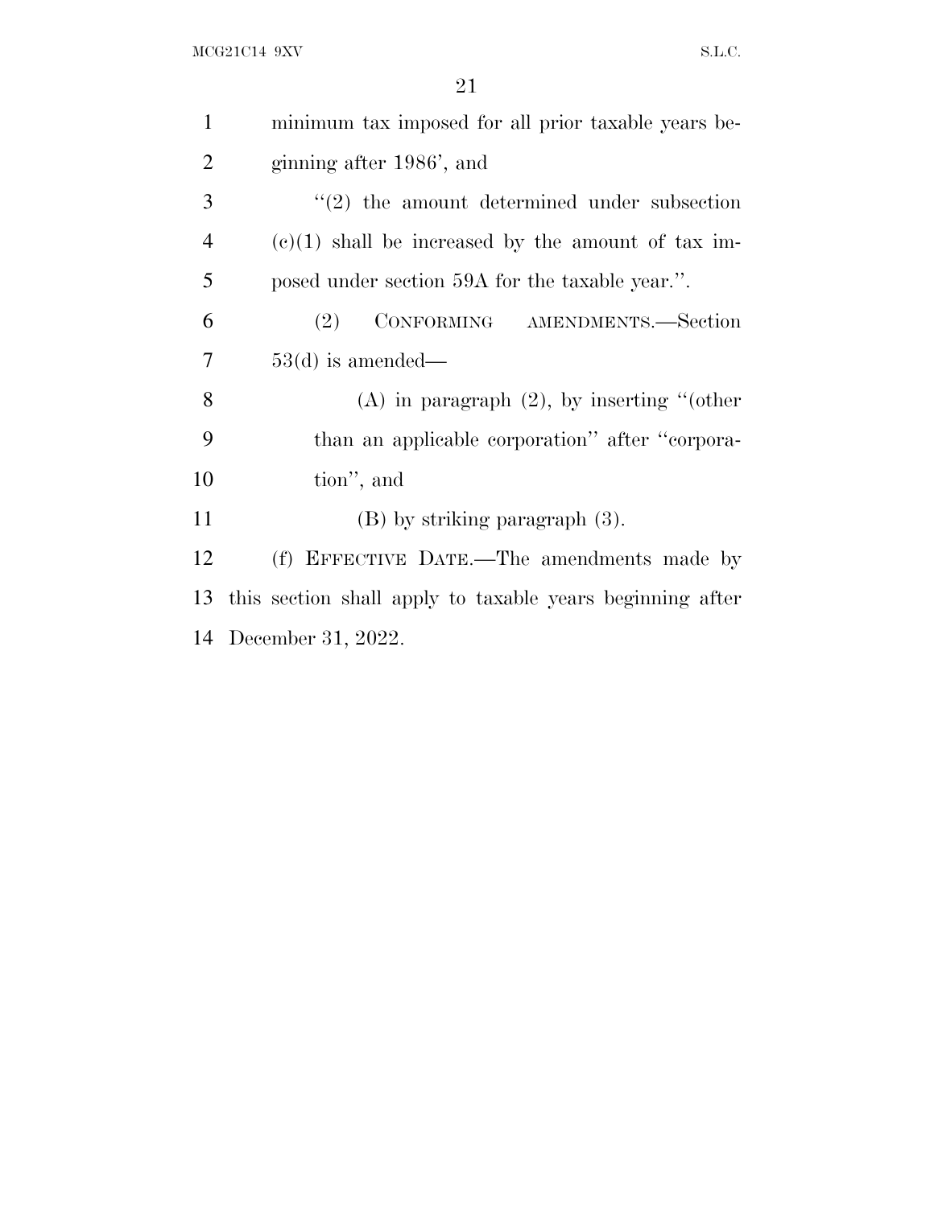minimum tax imposed for all prior taxable years beginning after 1986', and

"(2) the amount determined under subsection (c)(1) shall be increased by the amount of tax imposed under section 59A for the taxable year.".

(2) CONFORMING AMENDMENTS.—Section 53(d) is amended—

(A) in paragraph (2), by inserting "(other than an applicable corporation" after "corporation", and

(B) by striking paragraph (3).

(f) EFFECTIVE DATE.—The amendments made by this section shall apply to taxable years beginning after December 31, 2022.